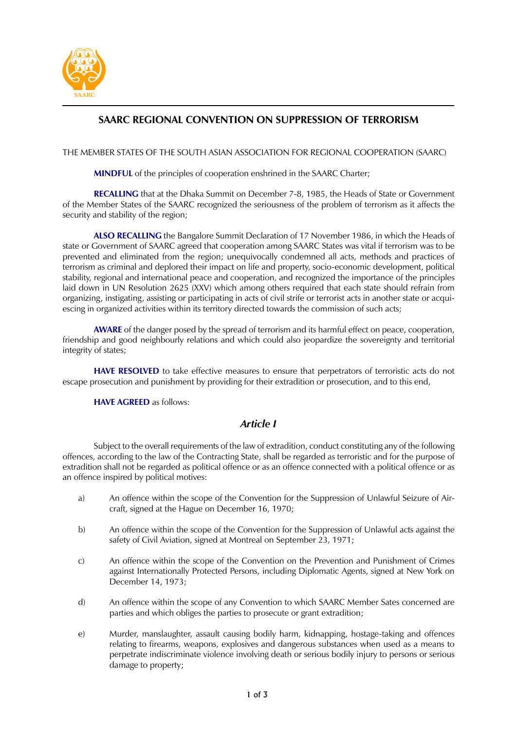SAARC

# SAARC REGIONAL CONVENTION ON SUPPRESSION OF TERRORISM

THE MEMBER STATES OF THE SOUTH ASIAN ASSOCIATION FOR REGIONAL COOPERATION (SAARC)

**MINDFUL** of the principles of cooperation enshrined in the SAARC Charter;

**RECALLING** that at the Dhaka Summit on December 7-8, 1985, the Heads of State or Government of the Member States of the SAARC recognized the seriousness of the problem of terrorism as it affects the security and stability of the region;

**ALSO RECALLING** the Bangalore Summit Declaration of 17 November 1986, in which the Heads of state or Government of SAARC agreed that cooperation among SAARC States was vital if terrorism was to be prevented and eliminated from the region; unequivocally condemned all acts, methods and practices of terrorism as criminal and deplored their impact on life and property, socio-economic development, political stability, regional and international peace and cooperation, and recognized the importance of the principles laid down in UN Resolution 2625 (XXV) which among others required that each state should refrain from organizing, instigating, assisting or participating in acts of civil strife or terrorist acts in another state or acquiescing in organized activities within its territory directed towards the commission of such acts;

**AWARE** of the danger posed by the spread of terrorism and its harmful effect on peace, cooperation, friendship and good neighbourly relations and which could also jeopardize the sovereignty and territorial integrity of states;

**HAVE RESOLVED** to take effective measures to ensure that perpetrators of terroristic acts do not escape prosecution and punishment by providing for their extradition or prosecution, and to this end,

**HAVE AGREED** as follows:

## *Article I*

Subject to the overall requirements of the law of extradition, conduct constituting any of the following offences, according to the law of the Contracting State, shall be regarded as terroristic and for the purpose of extradition shall not be regarded as political offence or as an offence connected with a political offence or as an offence inspired by political motives:

a) An offence within the scope of the Convention for the Suppression of Unlawful Seizure of Aircraft, signed at the Hague on December 16, 1970;

b) An offence within the scope of the Convention for the Suppression of Unlawful acts against the safety of Civil Aviation, signed at Montreal on September 23, 1971;

c) An offence within the scope of the Convention on the Prevention and Punishment of Crimes against Internationally Protected Persons, including Diplomatic Agents, signed at New York on December 14, 1973;

d) An offence within the scope of any Convention to which SAARC Member Sates concerned are parties and which obliges the parties to prosecute or grant extradition;

e) Murder, manslaughter, assault causing bodily harm, kidnapping, hostage-taking and offences relating to firearms, weapons, explosives and dangerous substances when used as a means to perpetrate indiscriminate violence involving death or serious bodily injury to persons or serious damage to property;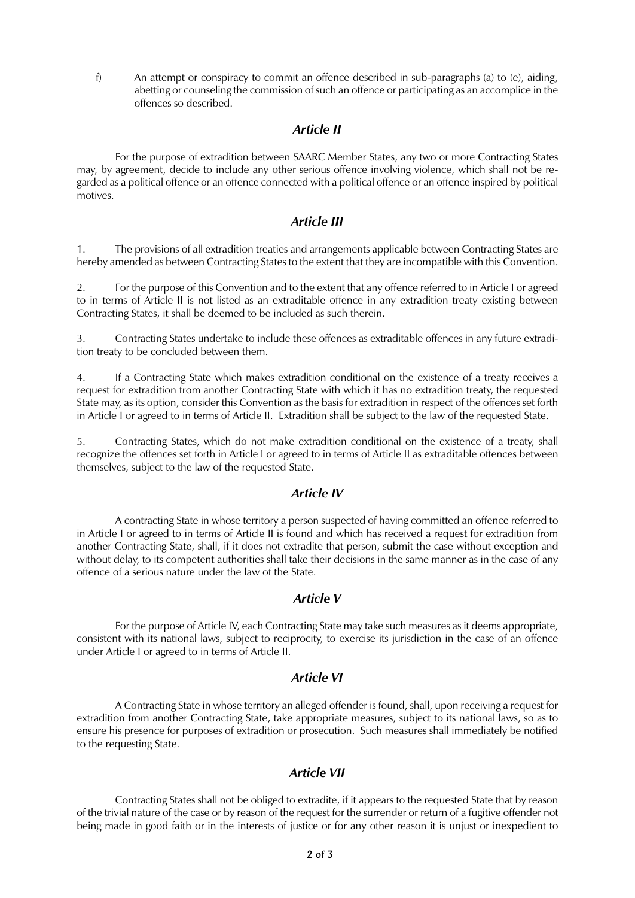f) An attempt or conspiracy to commit an offence described in sub-paragraphs (a) to (e), aiding, abetting or counseling the commission of such an offence or participating as an accomplice in the offences so described.

### *Article II*

For the purpose of extradition between SAARC Member States, any two or more Contracting States may, by agreement, decide to include any other serious offence involving violence, which shall not be regarded as a political offence or an offence connected with a political offence or an offence inspired by political motives.

### *Article III*

1. The provisions of all extradition treaties and arrangements applicable between Contracting States are hereby amended as between Contracting States to the extent that they are incompatible with this Convention.

2. For the purpose of this Convention and to the extent that any offence referred to in Article I or agreed to in terms of Article II is not listed as an extraditable offence in any extradition treaty existing between Contracting States, it shall be deemed to be included as such therein.

3. Contracting States undertake to include these offences as extraditable offences in any future extradition treaty to be concluded between them.

4. If a Contracting State which makes extradition conditional on the existence of a treaty receives a request for extradition from another Contracting State with which it has no extradition treaty, the requested State may, as its option, consider this Convention as the basis for extradition in respect of the offences set forth in Article I or agreed to in terms of Article II. Extradition shall be subject to the law of the requested State.

5. Contracting States, which do not make extradition conditional on the existence of a treaty, shall recognize the offences set forth in Article I or agreed to in terms of Article II as extraditable offences between themselves, subject to the law of the requested State.

### *Article IV*

A contracting State in whose territory a person suspected of having committed an offence referred to in Article I or agreed to in terms of Article II is found and which has received a request for extradition from another Contracting State, shall, if it does not extradite that person, submit the case without exception and without delay, to its competent authorities shall take their decisions in the same manner as in the case of any offence of a serious nature under the law of the State.

### *Article V*

For the purpose of Article IV, each Contracting State may take such measures as it deems appropriate, consistent with its national laws, subject to reciprocity, to exercise its jurisdiction in the case of an offence under Article I or agreed to in terms of Article II.

### *Article VI*

A Contracting State in whose territory an alleged offender is found, shall, upon receiving a request for extradition from another Contracting State, take appropriate measures, subject to its national laws, so as to ensure his presence for purposes of extradition or prosecution. Such measures shall immediately be notified to the requesting State.

### *Article VII*

Contracting States shall not be obliged to extradite, if it appears to the requested State that by reason of the trivial nature of the case or by reason of the request for the surrender or return of a fugitive offender not being made in good faith or in the interests of justice or for any other reason it is unjust or inexpedient to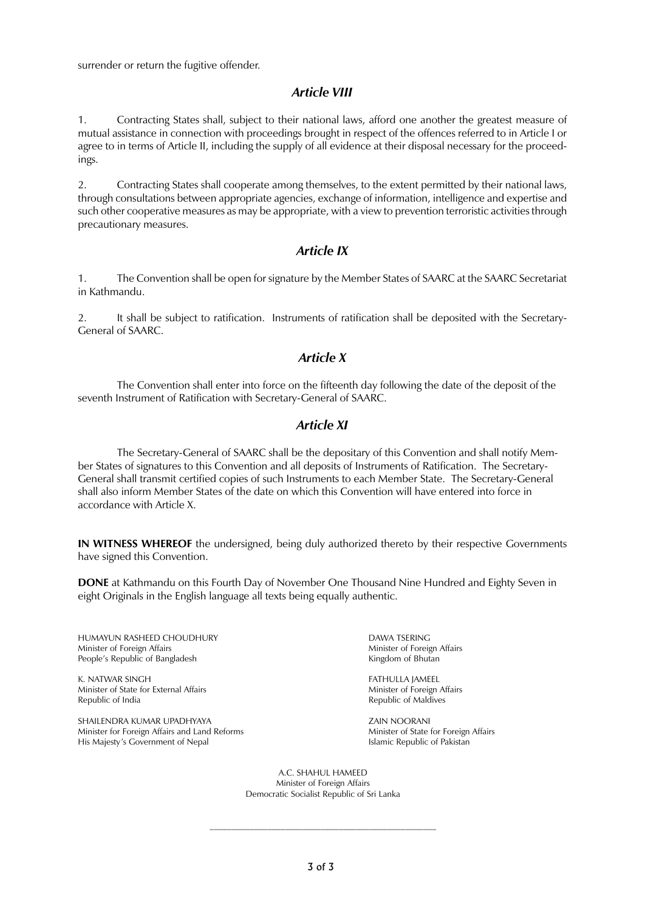surrender or return the fugitive offender.

## *Article VIII*

1. Contracting States shall, subject to their national laws, afford one another the greatest measure of mutual assistance in connection with proceedings brought in respect of the offences referred to in Article I or agree to in terms of Article II, including the supply of all evidence at their disposal necessary for the proceedings.

2. Contracting States shall cooperate among themselves, to the extent permitted by their national laws, through consultations between appropriate agencies, exchange of information, intelligence and expertise and such other cooperative measures as may be appropriate, with a view to prevention terroristic activities through precautionary measures.

## *Article IX*

1. The Convention shall be open for signature by the Member States of SAARC at the SAARC Secretariat in Kathmandu.

2. It shall be subject to ratification. Instruments of ratification shall be deposited with the Secretary-General of SAARC.

## *Article X*

The Convention shall enter into force on the fifteenth day following the date of the deposit of the seventh Instrument of Ratification with Secretary-General of SAARC.

## *Article XI*

The Secretary-General of SAARC shall be the depositary of this Convention and shall notify Member States of signatures to this Convention and all deposits of Instruments of Ratification. The Secretary-General shall transmit certified copies of such Instruments to each Member State. The Secretary-General shall also inform Member States of the date on which this Convention will have entered into force in accordance with Article X.

**IN WITNESS WHEREOF** the undersigned, being duly authorized thereto by their respective Governments have signed this Convention.

**DONE** at Kathmandu on this Fourth Day of November One Thousand Nine Hundred and Eighty Seven in eight Originals in the English language all texts being equally authentic.

HUMAYUN RASHEED CHOUDHURY
Minister of Foreign Affairs
People's Republic of Bangladesh

DAWA TSERING
Minister of Foreign Affairs
Kingdom of Bhutan

K. NATWAR SINGH
Minister of State for External Affairs
Republic of India

FATHULLA JAMEEL
Minister of Foreign Affairs
Republic of Maldives

SHAILENDRA KUMAR UPADHYAYA
Minister for Foreign Affairs and Land Reforms
His Majesty's Government of Nepal

ZAIN NOORANI
Minister of State for Foreign Affairs
Islamic Republic of Pakistan

A.C. SHAHUL HAMEED
Minister of Foreign Affairs
Democratic Socialist Republic of Sri Lanka